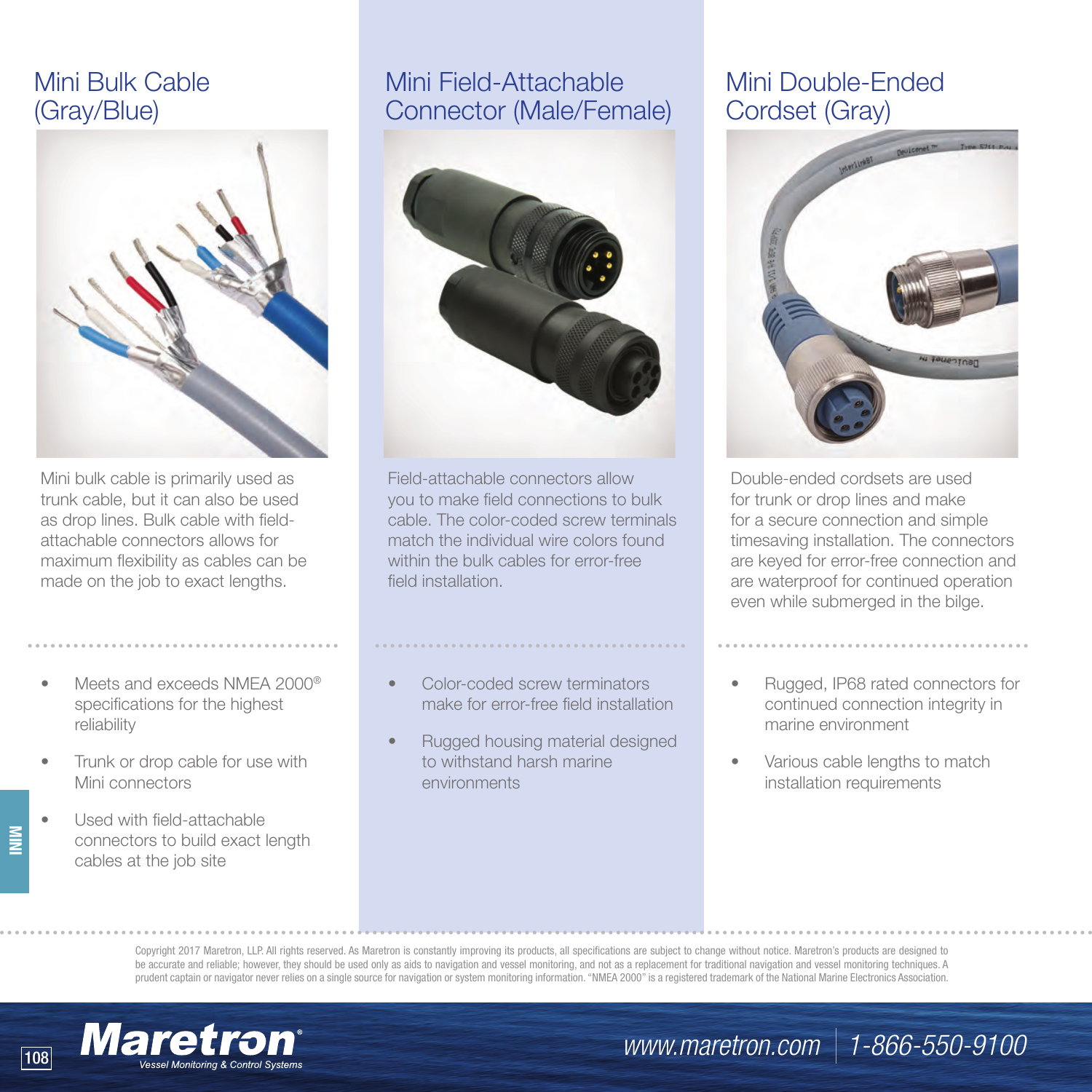## Mini Bulk Cable (Gray/Blue)

Mini bulk cable is primarily used as trunk cable, but it can also be used as drop lines. Bulk cable with field-attachable connectors allows for maximum flexibility as cables can be made on the job to exact lengths.

- Meets and exceeds NMEA 2000® specifications for the highest reliability
- Trunk or drop cable for use with Mini connectors
- Used with field-attachable connectors to build exact length cables at the job site

## Mini Field-Attachable Connector (Male/Female)

Field-attachable connectors allow you to make field connections to bulk cable. The color-coded screw terminals match the individual wire colors found within the bulk cables for error-free field installation.

- Color-coded screw terminators make for error-free field installation
- Rugged housing material designed to withstand harsh marine environments

## Mini Double-Ended Cordset (Gray)

Double-ended cordsets are used for trunk or drop lines and make for a secure connection and simple timesaving installation. The connectors are keyed for error-free connection and are waterproof for continued operation even while submerged in the bilge.

- Rugged, IP68 rated connectors for continued connection integrity in marine environment
- Various cable lengths to match installation requirements

Copyright 2017 Maretron, LLP. All rights reserved. As Maretron is constantly improving its products, all specifications are subject to change without notice. Maretron's products are designed to be accurate and reliable; however, they should be used only as aids to navigation and vessel monitoring, and not as a replacement for traditional navigation and vessel monitoring techniques. A prudent captain or navigator never relies on a single source for navigation or system monitoring information. "NMEA 2000" is a registered trademark of the National Marine Electronics Association.

**Maretron®** Vessel Monitoring & Control Systems

www.maretron.com | 1-866-550-9100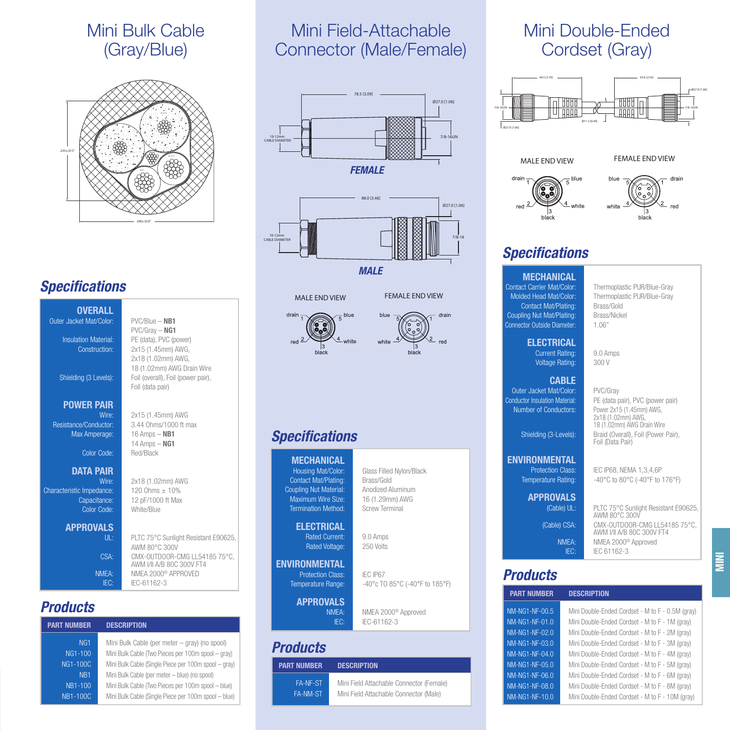# Mini Bulk Cable (Gray/Blue)

.295±.015"

.390±.010"

## Specifications

| | |
|---|---|
| **OVERALL** | |
| Outer Jacket Mat/Color: | PVC/Blue – **NB1**<br>PVC/Gray – **NG1** |
| Insulation Material: | PE (data), PVC (power) |
| Construction: | 2x15 (1.45mm) AWG,<br>2x18 (1.02mm) AWG,<br>18 (1.02mm) AWG Drain Wire |
| Shielding (3 Levels): | Foil (overall), Foil (power pair),<br>Foil (data pair) |
| **POWER PAIR** | |
| Wire: | 2x15 (1.45mm) AWG |
| Resistance/Conductor: | 3.44 Ohms/1000 ft max |
| Max Amperage: | 16 Amps – **NB1**<br>14 Amps – **NG1** |
| Color Code: | Red/Black |
| **DATA PAIR** | |
| Wire: | 2x18 (1.02mm) AWG |
| Characteristic Impedance: | 120 Ohms ± 10% |
| Capacitance: | 12 pF/1000 ft Max |
| Color Code: | White/Blue |
| **APPROVALS** | |
| UL: | PLTC 75°C Sunlight Resistant E90625,<br>AWM 80°C 300V |
| CSA: | CMX-OUTDOOR-CMG LL54185 75°C,<br>AWM I/II A/B 80C 300V FT4 |
| NMEA: | NMEA 2000® APPROVED |
| IEC: | IEC-61162-3 |

## Products

| PART NUMBER | DESCRIPTION |
|---|---|
| NG1 | Mini Bulk Cable (per meter – gray) (no spool) |
| NG1-100 | Mini Bulk Cable (Two Pieces per 100m spool – gray) |
| NG1-100C | Mini Bulk Cable (Single Piece per 100m spool – gray) |
| NB1 | Mini Bulk Cable (per meter – blue) (no spool) |
| NB1-100 | Mini Bulk Cable (Two Pieces per 100m spool – blue) |
| NB1-100C | Mini Bulk Cable (Single Piece per 100m spool – blue) |

# Mini Field-Attachable Connector (Male/Female)

78.5 [3.09]
Ø27.0 [1.06]
10-12mm CABLE DIAMETER
7/8-16UN
*FEMALE*

88.0 [3.46]
Ø27.0 [1.06]
10-12mm CABLE DIAMETER
7/8-16
*MALE*

MALE END VIEW: drain 1, blue 5, red 2, white 4, black 3

FEMALE END VIEW: blue 5, drain 1, white 4, red 2, black 3

## Specifications

| | |
|---|---|
| **MECHANICAL** | |
| Housing Mat/Color: | Glass Filled Nylon/Black |
| Contact Mat/Plating: | Brass/Gold |
| Coupling Nut Material: | Anodized Aluminum |
| Maximum Wire Size: | 16 (1.29mm) AWG |
| Termination Method: | Screw Terminal |
| **ELECTRICAL** | |
| Rated Current: | 9.0 Amps |
| Rated Voltage: | 250 Volts |
| **ENVIRONMENTAL** | |
| Protection Class: | IEC IP67 |
| Temperature Range: | -40°c TO 85°C (-40°F to 185°F) |
| **APPROVALS** | |
| NMEA: | NMEA 2000® Approved |
| IEC: | IEC-61162-3 |

## Products

| PART NUMBER | DESCRIPTION |
|---|---|
| FA-NF-ST | Mini Field Attachable Connector (Female) |
| FA-NM-ST | Mini Field Attachable Connector (Male) |

# Mini Double-Ended Cordset (Gray)

68.5 [2.70]
65.0 [2.56]
Ø27.0 [1.06]
7/8-16UN
Ø11.3 [0.44]
Ø27.0 [1.06]
7/8-16UN

MALE END VIEW: drain 1, blue 5, red 2, white 4, black 3

FEMALE END VIEW: blue 5, drain 1, white 4, red 2, black 3

## Specifications

| | |
|---|---|
| **MECHANICAL** | |
| Contact Carrier Mat/Color: | Thermoplastic PUR/Blue-Gray |
| Molded Head Mat/Color: | Thermoplastic PUR/Blue-Gray |
| Contact Mat/Plating: | Brass/Gold |
| Coupling Nut Mat/Plating: | Brass/Nickel |
| Connector Outside Diameter: | 1.06" |
| **ELECTRICAL** | |
| Current Rating: | 9.0 Amps |
| Voltage Rating: | 300 V |
| **CABLE** | |
| Outer Jacket Mat/Color: | PVC/Gray |
| Conductor Insulation Material: | PE (data pair), PVC (power pair) |
| Number of Conductors: | Power 2x15 (1.45mm) AWG,<br>2x18 (1.02mm) AWG,<br>18 (1.02mm) AWG Drain Wire |
| Shielding (3-Levels): | Braid (Overall), Foil (Power Pair),<br>Foil (Data Pair) |
| **ENVIRONMENTAL** | |
| Protection Class: | IEC IP68, NEMA 1,3,4,6P |
| Temperature Rating: | -40°C to 80°C (-40°F to 176°F) |
| **APPROVALS** | |
| (Cable) UL: | PLTC 75°C Sunlight Resistant E90625,<br>AWM 80°C 300V |
| (Cable) CSA: | CMX-OUTDOOR-CMG LL54185 75°C,<br>AWM I/II A/B 80C 300V FT4 |
| NMEA: | NMEA 2000® Approved |
| IEC: | IEC 61162-3 |

## Products

| PART NUMBER | DESCRIPTION |
|---|---|
| NM-NG1-NF-00.5 | Mini Double-Ended Cordset - M to F - 0.5M (gray) |
| NM-NG1-NF-01.0 | Mini Double-Ended Cordset - M to F - 1M (gray) |
| NM-NG1-NF-02.0 | Mini Double-Ended Cordset - M to F - 2M (gray) |
| NM-NG1-NF-03.0 | Mini Double-Ended Cordset - M to F - 3M (gray) |
| NM-NG1-NF-04.0 | Mini Double-Ended Cordset - M to F - 4M (gray) |
| NM-NG1-NF-05.0 | Mini Double-Ended Cordset - M to F - 5M (gray) |
| NM-NG1-NF-06.0 | Mini Double-Ended Cordset - M to F - 6M (gray) |
| NM-NG1-NF-08.0 | Mini Double-Ended Cordset - M to F - 8M (gray) |
| NM-NG1-NF-10.0 | Mini Double-Ended Cordset - M to F - 10M (gray) |

MINI